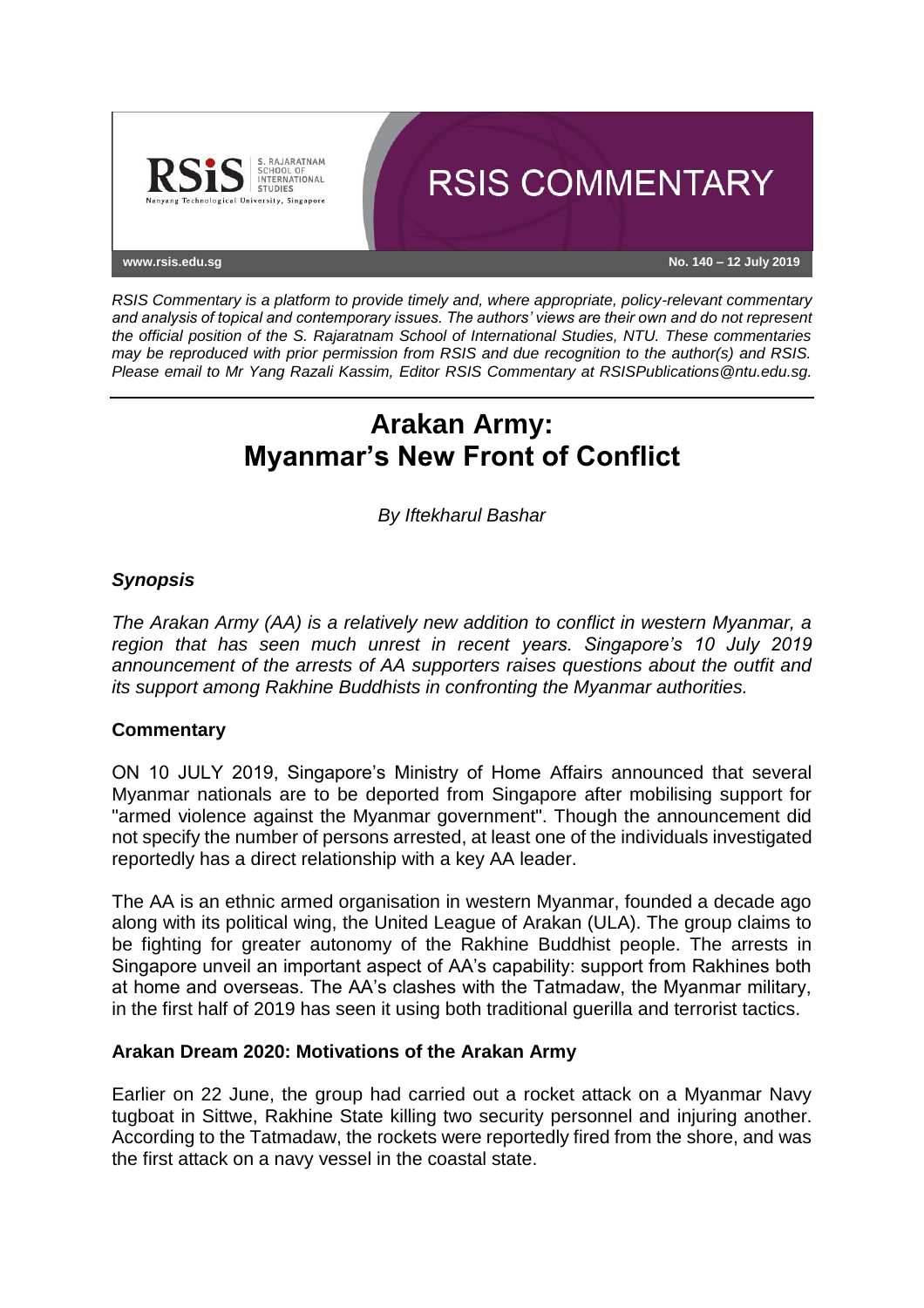RSIS COMMENTARY

www.rsis.edu.sg

No. 140 – 12 July 2019

*RSIS Commentary is a platform to provide timely and, where appropriate, policy-relevant commentary and analysis of topical and contemporary issues. The authors' views are their own and do not represent the official position of the S. Rajaratnam School of International Studies, NTU. These commentaries may be reproduced with prior permission from RSIS and due recognition to the author(s) and RSIS. Please email to Mr Yang Razali Kassim, Editor RSIS Commentary at RSISPublications@ntu.edu.sg.*

# Arakan Army: Myanmar's New Front of Conflict

*By Iftekharul Bashar*

## *Synopsis*

*The Arakan Army (AA) is a relatively new addition to conflict in western Myanmar, a region that has seen much unrest in recent years. Singapore's 10 July 2019 announcement of the arrests of AA supporters raises questions about the outfit and its support among Rakhine Buddhists in confronting the Myanmar authorities.*

## Commentary

ON 10 JULY 2019, Singapore's Ministry of Home Affairs announced that several Myanmar nationals are to be deported from Singapore after mobilising support for "armed violence against the Myanmar government". Though the announcement did not specify the number of persons arrested, at least one of the individuals investigated reportedly has a direct relationship with a key AA leader.

The AA is an ethnic armed organisation in western Myanmar, founded a decade ago along with its political wing, the United League of Arakan (ULA). The group claims to be fighting for greater autonomy of the Rakhine Buddhist people. The arrests in Singapore unveil an important aspect of AA's capability: support from Rakhines both at home and overseas. The AA's clashes with the Tatmadaw, the Myanmar military, in the first half of 2019 has seen it using both traditional guerilla and terrorist tactics.

### Arakan Dream 2020: Motivations of the Arakan Army

Earlier on 22 June, the group had carried out a rocket attack on a Myanmar Navy tugboat in Sittwe, Rakhine State killing two security personnel and injuring another. According to the Tatmadaw, the rockets were reportedly fired from the shore, and was the first attack on a navy vessel in the coastal state.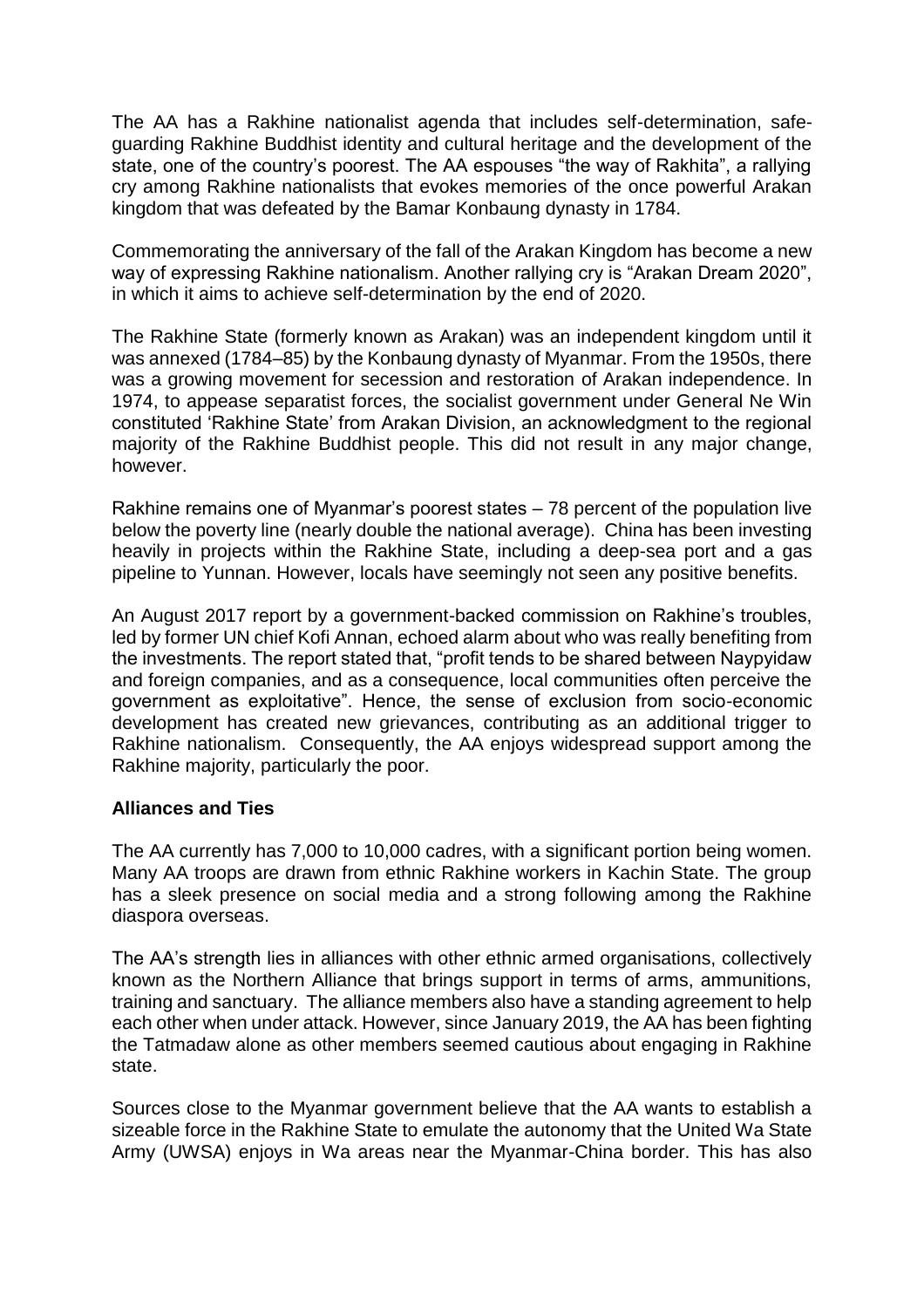The AA has a Rakhine nationalist agenda that includes self-determination, safe-guarding Rakhine Buddhist identity and cultural heritage and the development of the state, one of the country's poorest. The AA espouses "the way of Rakhita", a rallying cry among Rakhine nationalists that evokes memories of the once powerful Arakan kingdom that was defeated by the Bamar Konbaung dynasty in 1784.

Commemorating the anniversary of the fall of the Arakan Kingdom has become a new way of expressing Rakhine nationalism. Another rallying cry is "Arakan Dream 2020", in which it aims to achieve self-determination by the end of 2020.

The Rakhine State (formerly known as Arakan) was an independent kingdom until it was annexed (1784–85) by the Konbaung dynasty of Myanmar. From the 1950s, there was a growing movement for secession and restoration of Arakan independence. In 1974, to appease separatist forces, the socialist government under General Ne Win constituted 'Rakhine State' from Arakan Division, an acknowledgment to the regional majority of the Rakhine Buddhist people. This did not result in any major change, however.

Rakhine remains one of Myanmar's poorest states – 78 percent of the population live below the poverty line (nearly double the national average). China has been investing heavily in projects within the Rakhine State, including a deep-sea port and a gas pipeline to Yunnan. However, locals have seemingly not seen any positive benefits.

An August 2017 report by a government-backed commission on Rakhine's troubles, led by former UN chief Kofi Annan, echoed alarm about who was really benefiting from the investments. The report stated that, "profit tends to be shared between Naypyidaw and foreign companies, and as a consequence, local communities often perceive the government as exploitative". Hence, the sense of exclusion from socio-economic development has created new grievances, contributing as an additional trigger to Rakhine nationalism. Consequently, the AA enjoys widespread support among the Rakhine majority, particularly the poor.

**Alliances and Ties**

The AA currently has 7,000 to 10,000 cadres, with a significant portion being women. Many AA troops are drawn from ethnic Rakhine workers in Kachin State. The group has a sleek presence on social media and a strong following among the Rakhine diaspora overseas.

The AA's strength lies in alliances with other ethnic armed organisations, collectively known as the Northern Alliance that brings support in terms of arms, ammunitions, training and sanctuary. The alliance members also have a standing agreement to help each other when under attack. However, since January 2019, the AA has been fighting the Tatmadaw alone as other members seemed cautious about engaging in Rakhine state.

Sources close to the Myanmar government believe that the AA wants to establish a sizeable force in the Rakhine State to emulate the autonomy that the United Wa State Army (UWSA) enjoys in Wa areas near the Myanmar-China border. This has also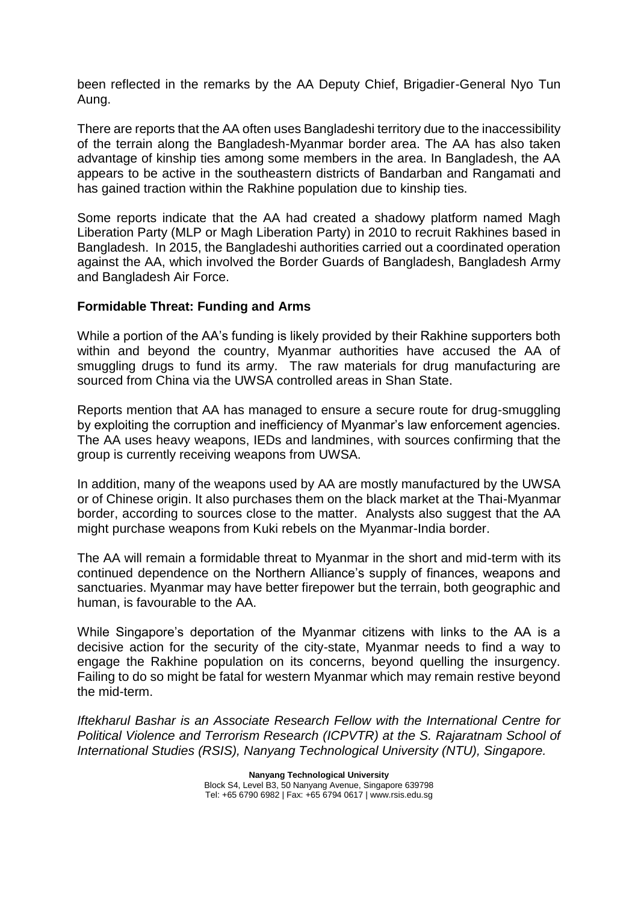been reflected in the remarks by the AA Deputy Chief, Brigadier-General Nyo Tun Aung.

There are reports that the AA often uses Bangladeshi territory due to the inaccessibility of the terrain along the Bangladesh-Myanmar border area. The AA has also taken advantage of kinship ties among some members in the area. In Bangladesh, the AA appears to be active in the southeastern districts of Bandarban and Rangamati and has gained traction within the Rakhine population due to kinship ties.

Some reports indicate that the AA had created a shadowy platform named Magh Liberation Party (MLP or Magh Liberation Party) in 2010 to recruit Rakhines based in Bangladesh. In 2015, the Bangladeshi authorities carried out a coordinated operation against the AA, which involved the Border Guards of Bangladesh, Bangladesh Army and Bangladesh Air Force.

**Formidable Threat: Funding and Arms**

While a portion of the AA's funding is likely provided by their Rakhine supporters both within and beyond the country, Myanmar authorities have accused the AA of smuggling drugs to fund its army. The raw materials for drug manufacturing are sourced from China via the UWSA controlled areas in Shan State.

Reports mention that AA has managed to ensure a secure route for drug-smuggling by exploiting the corruption and inefficiency of Myanmar's law enforcement agencies. The AA uses heavy weapons, IEDs and landmines, with sources confirming that the group is currently receiving weapons from UWSA.

In addition, many of the weapons used by AA are mostly manufactured by the UWSA or of Chinese origin. It also purchases them on the black market at the Thai-Myanmar border, according to sources close to the matter. Analysts also suggest that the AA might purchase weapons from Kuki rebels on the Myanmar-India border.

The AA will remain a formidable threat to Myanmar in the short and mid-term with its continued dependence on the Northern Alliance's supply of finances, weapons and sanctuaries. Myanmar may have better firepower but the terrain, both geographic and human, is favourable to the AA.

While Singapore's deportation of the Myanmar citizens with links to the AA is a decisive action for the security of the city-state, Myanmar needs to find a way to engage the Rakhine population on its concerns, beyond quelling the insurgency. Failing to do so might be fatal for western Myanmar which may remain restive beyond the mid-term.

*Iftekharul Bashar is an Associate Research Fellow with the International Centre for Political Violence and Terrorism Research (ICPVTR) at the S. Rajaratnam School of International Studies (RSIS), Nanyang Technological University (NTU), Singapore.*

**Nanyang Technological University**
Block S4, Level B3, 50 Nanyang Avenue, Singapore 639798
Tel: +65 6790 6982 | Fax: +65 6794 0617 | www.rsis.edu.sg